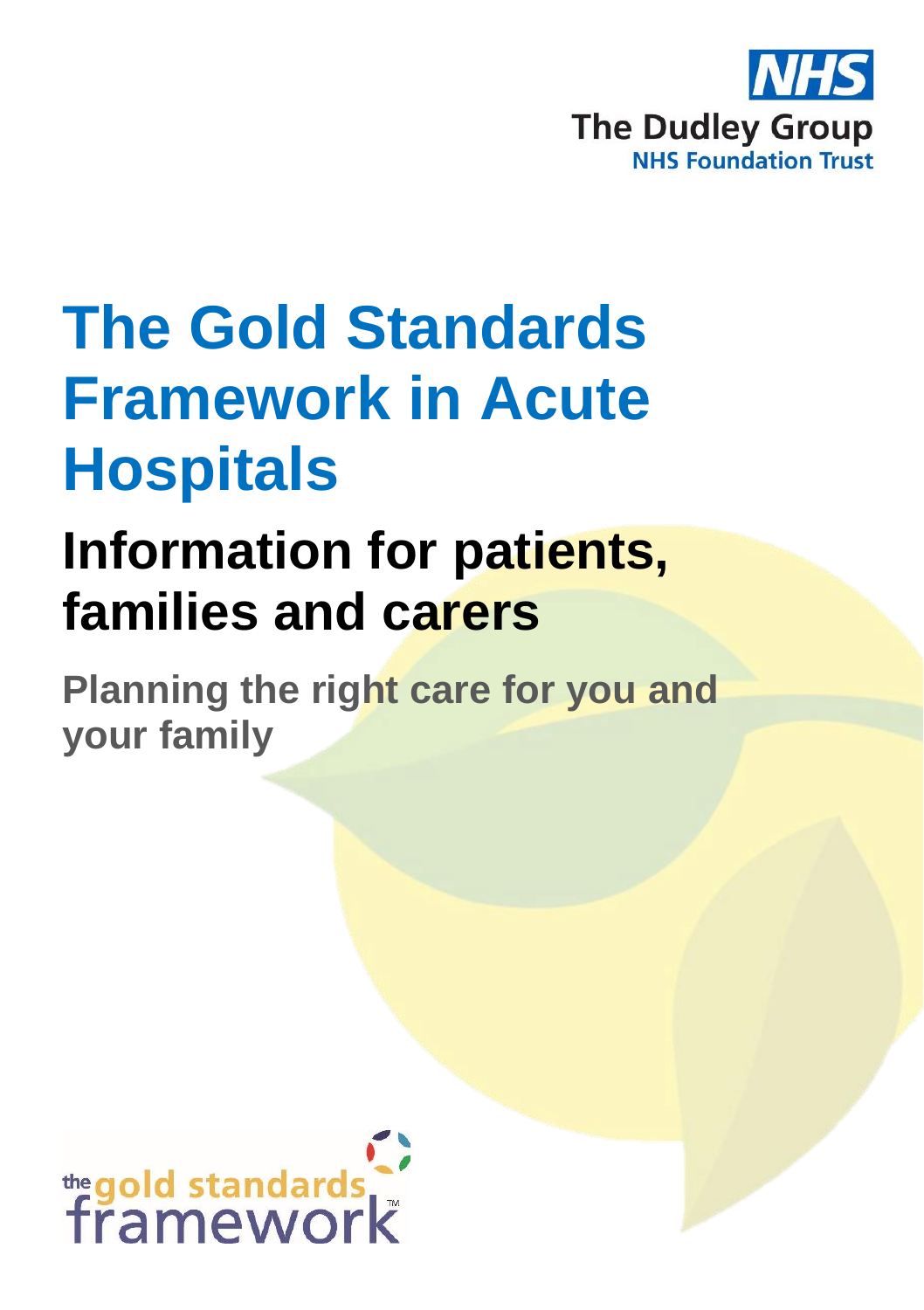NHS

The Dudley Group

NHS Foundation Trust

# The Gold Standards Framework in Acute Hospitals

## Information for patients, families and carers

### Planning the right care for you and your family

the gold standards framework™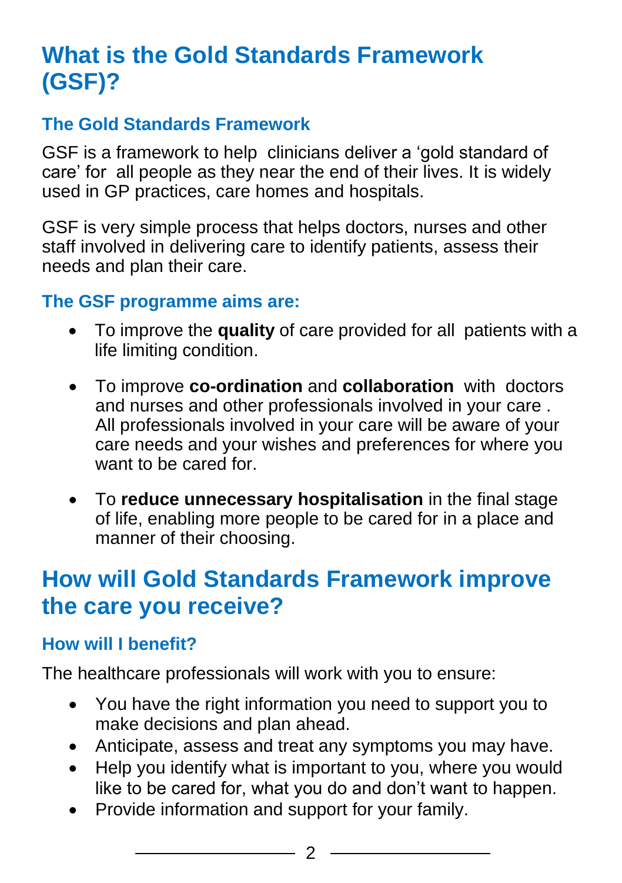# What is the Gold Standards Framework (GSF)?

### The Gold Standards Framework

GSF is a framework to help clinicians deliver a 'gold standard of care' for all people as they near the end of their lives. It is widely used in GP practices, care homes and hospitals.

GSF is very simple process that helps doctors, nurses and other staff involved in delivering care to identify patients, assess their needs and plan their care.

### The GSF programme aims are:

- To improve the **quality** of care provided for all patients with a life limiting condition.
- To improve **co-ordination** and **collaboration** with doctors and nurses and other professionals involved in your care . All professionals involved in your care will be aware of your care needs and your wishes and preferences for where you want to be cared for.
- To **reduce unnecessary hospitalisation** in the final stage of life, enabling more people to be cared for in a place and manner of their choosing.

# How will Gold Standards Framework improve the care you receive?

### How will I benefit?

The healthcare professionals will work with you to ensure:

- You have the right information you need to support you to make decisions and plan ahead.
- Anticipate, assess and treat any symptoms you may have.
- Help you identify what is important to you, where you would like to be cared for, what you do and don't want to happen.
- Provide information and support for your family.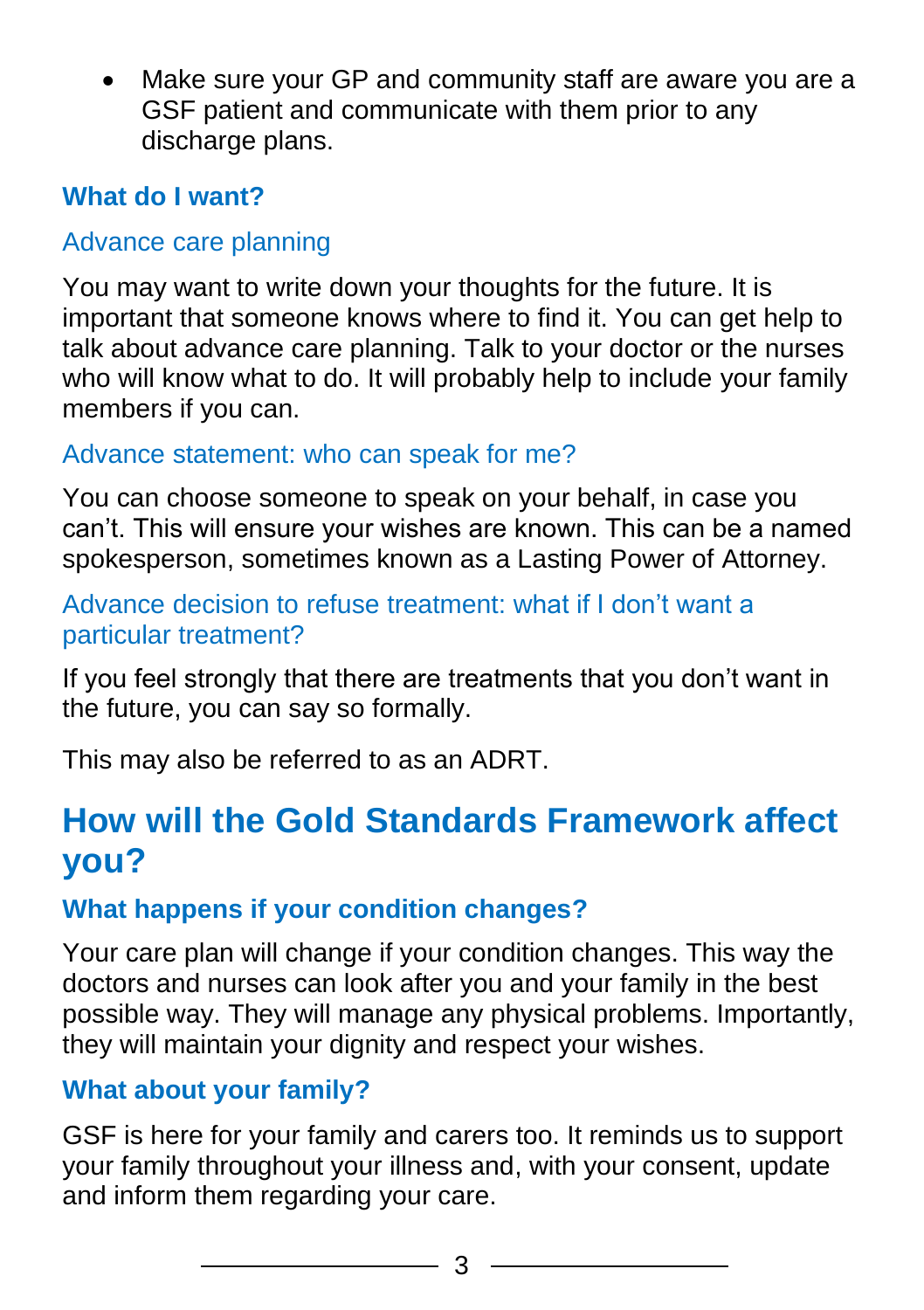- Make sure your GP and community staff are aware you are a GSF patient and communicate with them prior to any discharge plans.

### What do I want?

#### Advance care planning

You may want to write down your thoughts for the future. It is important that someone knows where to find it. You can get help to talk about advance care planning. Talk to your doctor or the nurses who will know what to do. It will probably help to include your family members if you can.

#### Advance statement: who can speak for me?

You can choose someone to speak on your behalf, in case you can't. This will ensure your wishes are known. This can be a named spokesperson, sometimes known as a Lasting Power of Attorney.

#### Advance decision to refuse treatment: what if I don't want a particular treatment?

If you feel strongly that there are treatments that you don't want in the future, you can say so formally.

This may also be referred to as an ADRT.

## How will the Gold Standards Framework affect you?

### What happens if your condition changes?

Your care plan will change if your condition changes. This way the doctors and nurses can look after you and your family in the best possible way. They will manage any physical problems. Importantly, they will maintain your dignity and respect your wishes.

### What about your family?

GSF is here for your family and carers too. It reminds us to support your family throughout your illness and, with your consent, update and inform them regarding your care.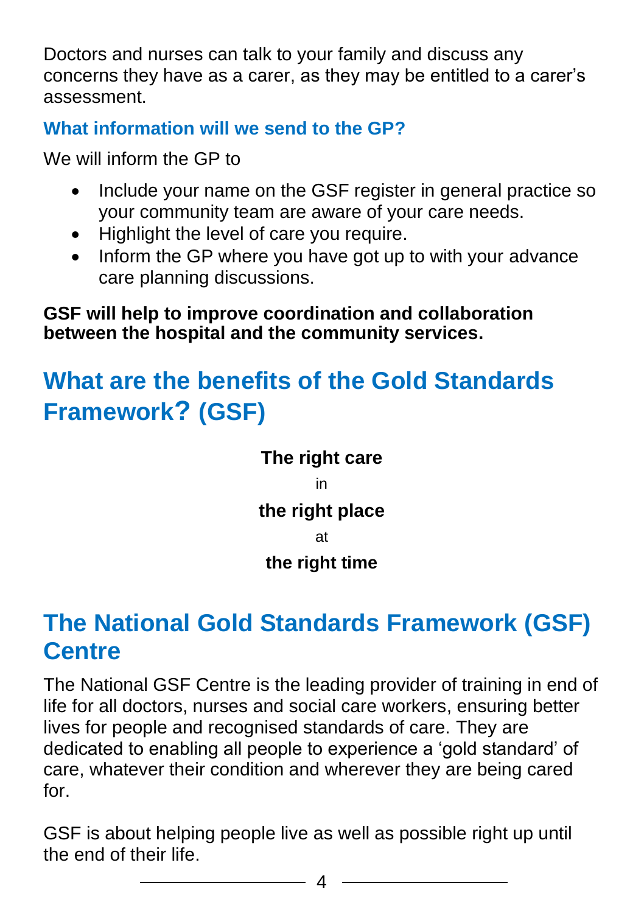Doctors and nurses can talk to your family and discuss any concerns they have as a carer, as they may be entitled to a carer's assessment.

### What information will we send to the GP?

We will inform the GP to

- Include your name on the GSF register in general practice so your community team are aware of your care needs.
- Highlight the level of care you require.
- Inform the GP where you have got up to with your advance care planning discussions.

**GSF will help to improve coordination and collaboration between the hospital and the community services.**

## What are the benefits of the Gold Standards Framework? (GSF)

**The right care**

in

**the right place**

at

**the right time**

## The National Gold Standards Framework (GSF) Centre

The National GSF Centre is the leading provider of training in end of life for all doctors, nurses and social care workers, ensuring better lives for people and recognised standards of care. They are dedicated to enabling all people to experience a 'gold standard' of care, whatever their condition and wherever they are being cared for.

GSF is about helping people live as well as possible right up until the end of their life.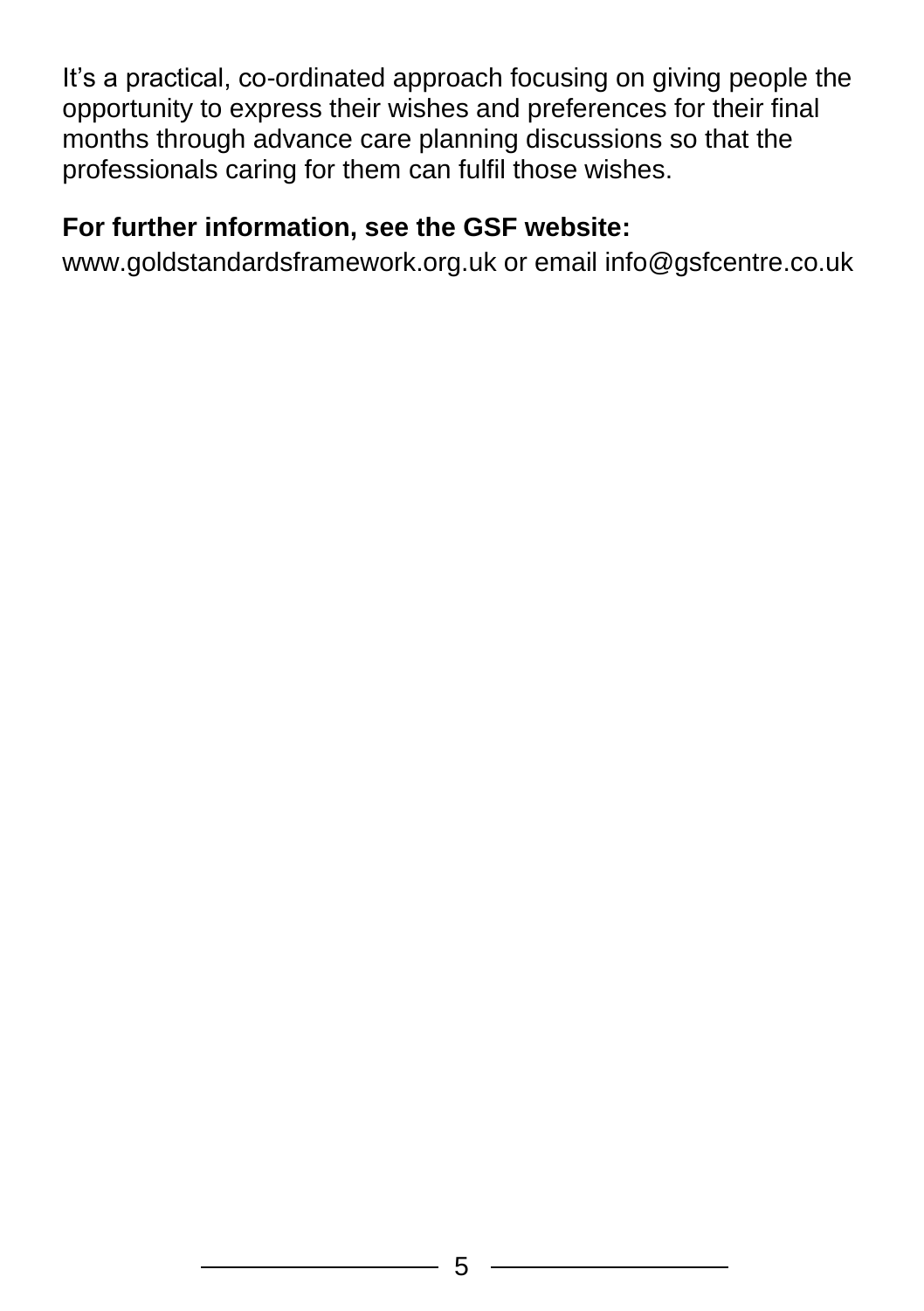It's a practical, co-ordinated approach focusing on giving people the opportunity to express their wishes and preferences for their final months through advance care planning discussions so that the professionals caring for them can fulfil those wishes.

**For further information, see the GSF website:**

www.goldstandardsframework.org.uk or email info@gsfcentre.co.uk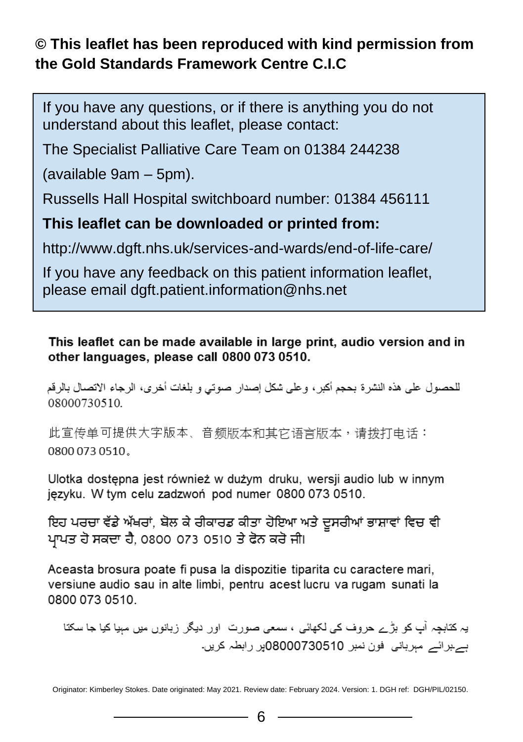**© This leaflet has been reproduced with kind permission from the Gold Standards Framework Centre C.I.C**

If you have any questions, or if there is anything you do not understand about this leaflet, please contact:

The Specialist Palliative Care Team on 01384 244238

(available 9am – 5pm).

Russells Hall Hospital switchboard number: 01384 456111

**This leaflet can be downloaded or printed from:**

http://www.dgft.nhs.uk/services-and-wards/end-of-life-care/

If you have any feedback on this patient information leaflet, please email dgft.patient.information@nhs.net

**This leaflet can be made available in large print, audio version and in other languages, please call 0800 073 0510.**

للحصول على هذه النشرة بحجم أكبر، وعلى شكل إصدار صوتي و بلغات أخرى، الرجاء الاتصال بالرقم 08000730510.

此宣传单可提供大字版本、音频版本和其它语言版本，请拨打电话：0800 073 0510。

Ulotka dostępna jest również w dużym druku, wersji audio lub w innym języku. W tym celu zadzwoń pod numer 0800 073 0510.

ਇਹ ਪਰਚਾ ਵੱਡੇ ਅੱਖਰਾਂ, ਬੋਲ ਕੇ ਰੀਕਾਰਡ ਕੀਤਾ ਹੋਇਆ ਅਤੇ ਦੂਸਰੀਆਂ ਭਾਸ਼ਾਵਾਂ ਵਿਚ ਵੀ ਪ੍ਰਾਪਤ ਹੋ ਸਕਦਾ ਹੈ, 0800 073 0510 ਤੇ ਫੋਨ ਕਰੋ ਜੀ।

Aceasta brosura poate fi pusa la dispozitie tiparita cu caractere mari, versiune audio sau in alte limbi, pentru acest lucru va rugam sunati la 0800 073 0510.

یہ کتابچہ آپ کو بڑے حروف کی لکھائی ، سمعی صورت اور دیگر زبانوں میں مہیا کیا جا سکتا ہے۔برائے مہربانی فون نمبر 08000730510پر رابطہ کریں۔

Originator: Kimberley Stokes. Date originated: May 2021. Review date: February 2024. Version: 1. DGH ref: DGH/PIL/02150.